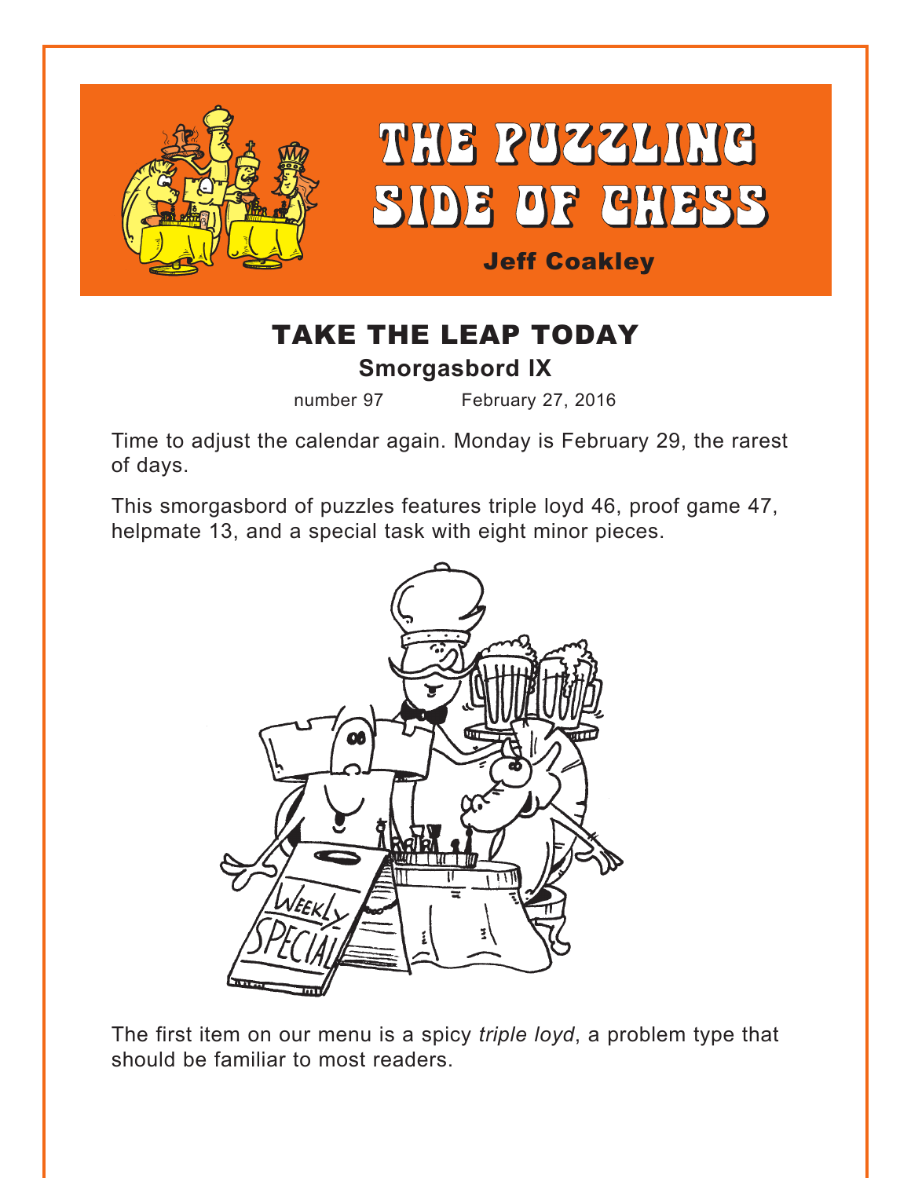# THE PUZZLING SIDE OF CHESS

**Jeff Coakley**

## TAKE THE LEAP TODAY

### Smorgasbord IX

number 97 February 27, 2016

Time to adjust the calendar again. Monday is February 29, the rarest of days.

This smorgasbord of puzzles features triple loyd 46, proof game 47, helpmate 13, and a special task with eight minor pieces.

The first item on our menu is a spicy *triple loyd*, a problem type that should be familiar to most readers.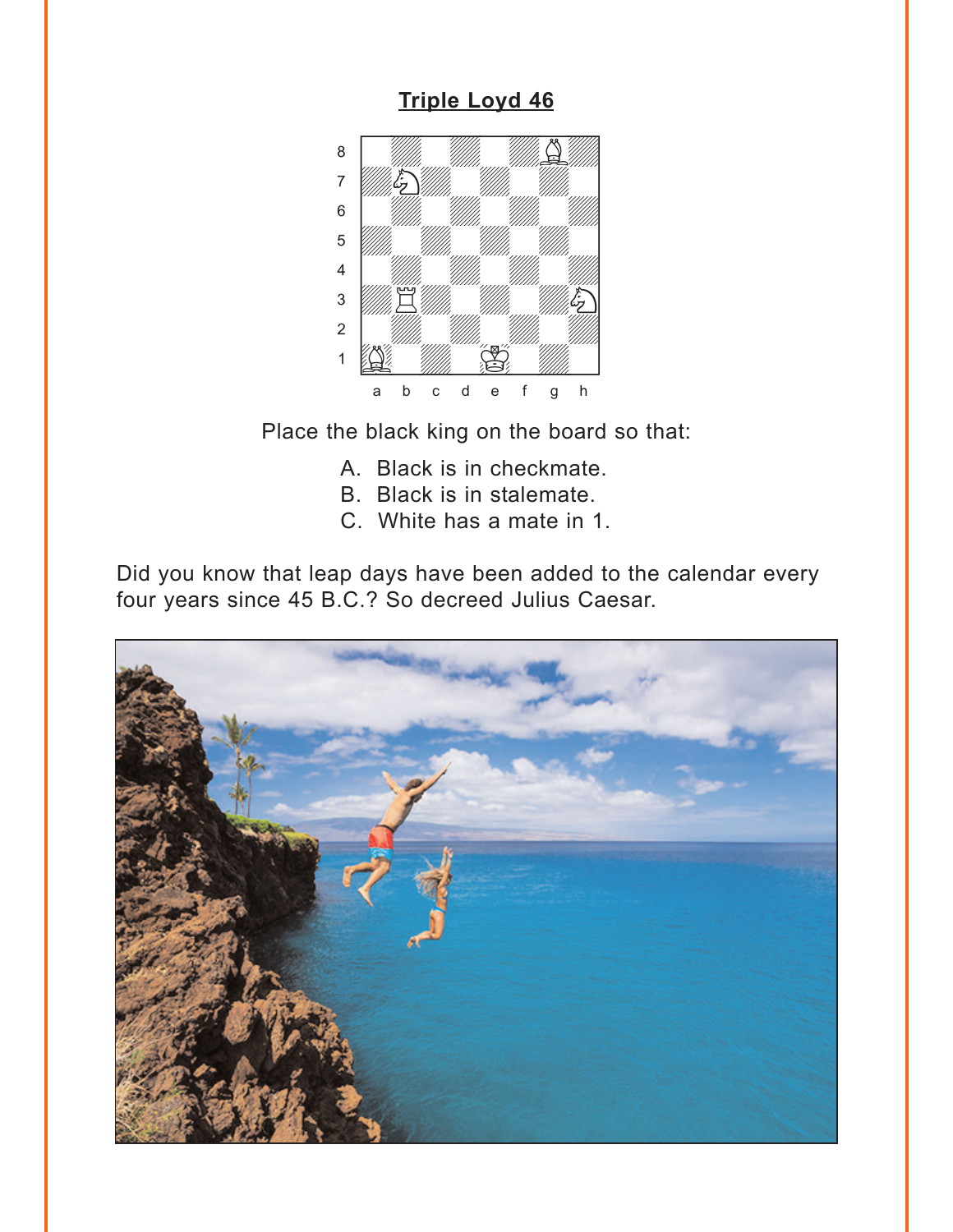## Triple Loyd 46

Place the black king on the board so that:

A. Black is in checkmate.
B. Black is in stalemate.
C. White has a mate in 1.

Did you know that leap days have been added to the calendar every four years since 45 B.C.? So decreed Julius Caesar.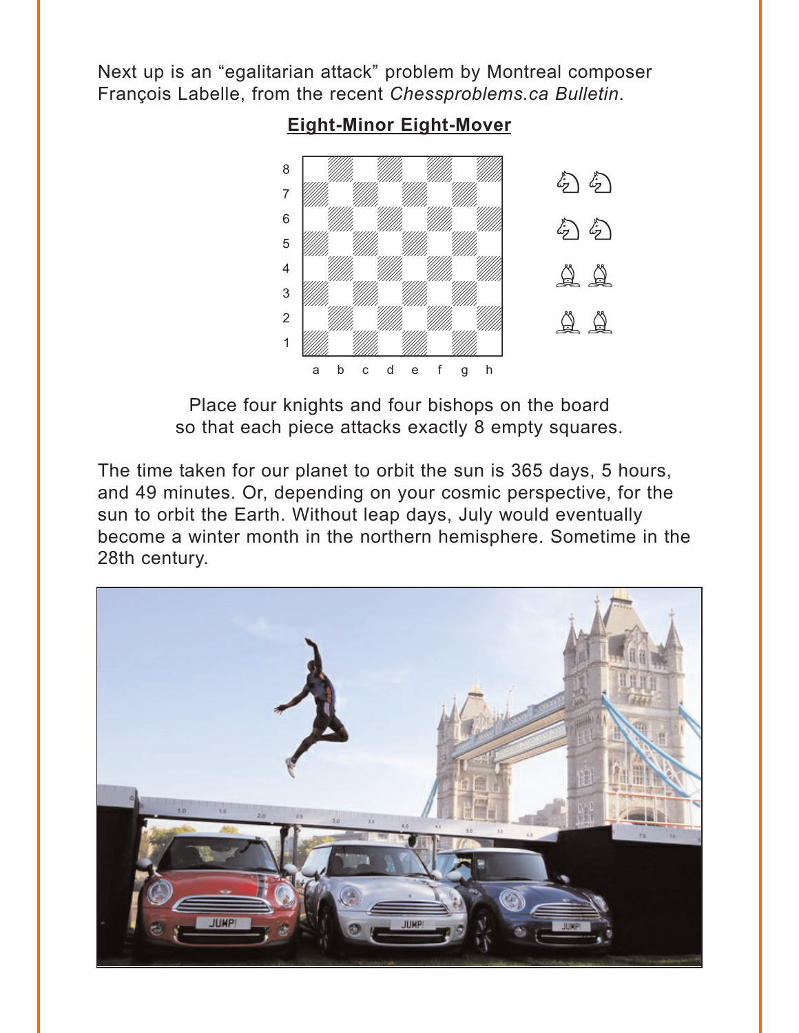Next up is an "egalitarian attack" problem by Montreal composer François Labelle, from the recent *Chessproblems.ca Bulletin*.

**Eight-Minor Eight-Mover**

Place four knights and four bishops on the board so that each piece attacks exactly 8 empty squares.

The time taken for our planet to orbit the sun is 365 days, 5 hours, and 49 minutes. Or, depending on your cosmic perspective, for the sun to orbit the Earth. Without leap days, July would eventually become a winter month in the northern hemisphere. Sometime in the 28th century.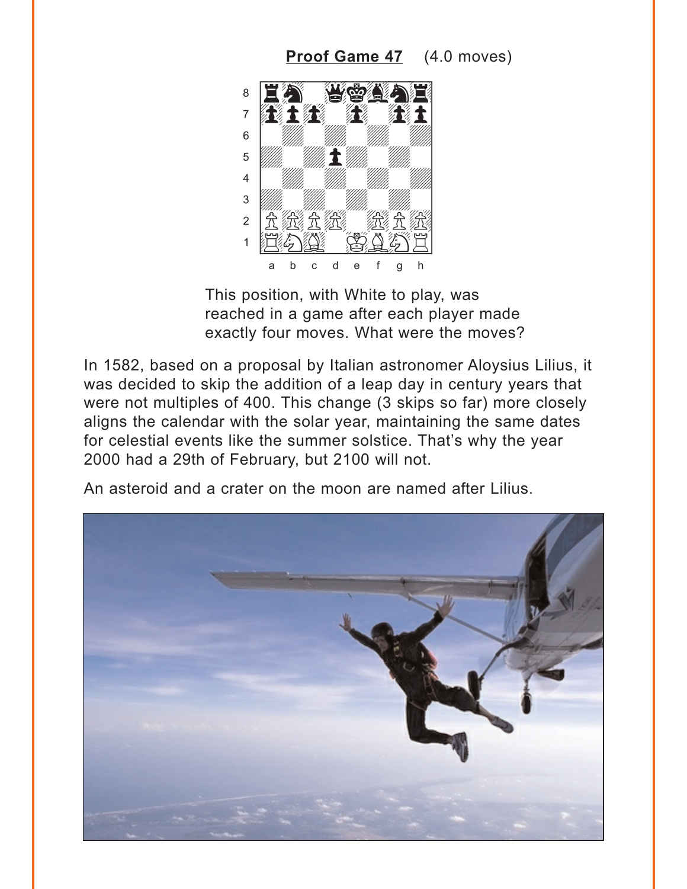**Proof Game 47** (4.0 moves)

This position, with White to play, was reached in a game after each player made exactly four moves. What were the moves?

In 1582, based on a proposal by Italian astronomer Aloysius Lilius, it was decided to skip the addition of a leap day in century years that were not multiples of 400. This change (3 skips so far) more closely aligns the calendar with the solar year, maintaining the same dates for celestial events like the summer solstice. That's why the year 2000 had a 29th of February, but 2100 will not.

An asteroid and a crater on the moon are named after Lilius.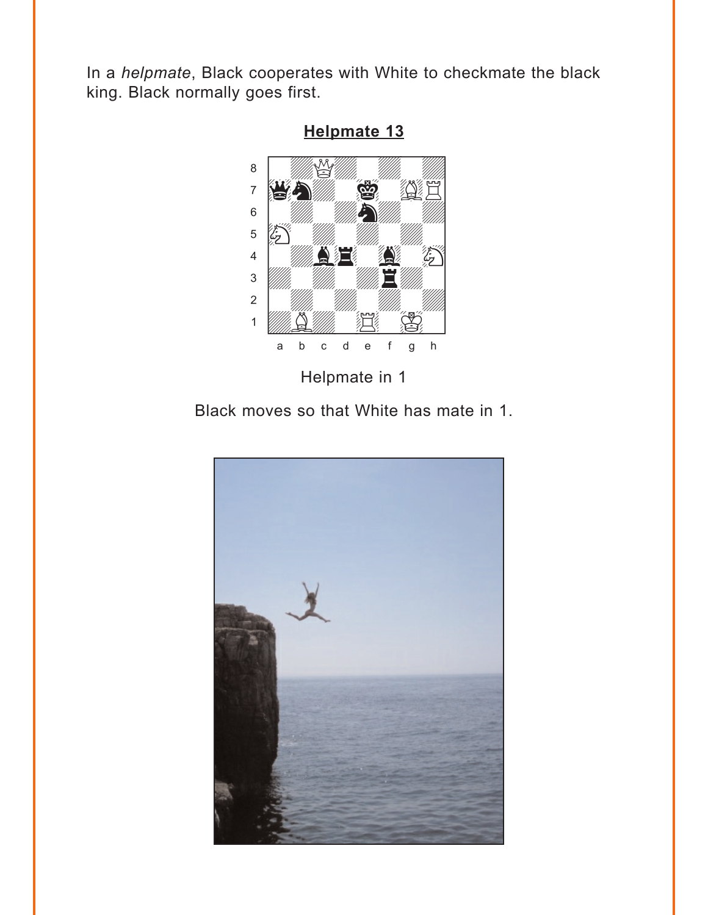In a *helpmate*, Black cooperates with White to checkmate the black king. Black normally goes first.

**Helpmate 13**

Helpmate in 1

Black moves so that White has mate in 1.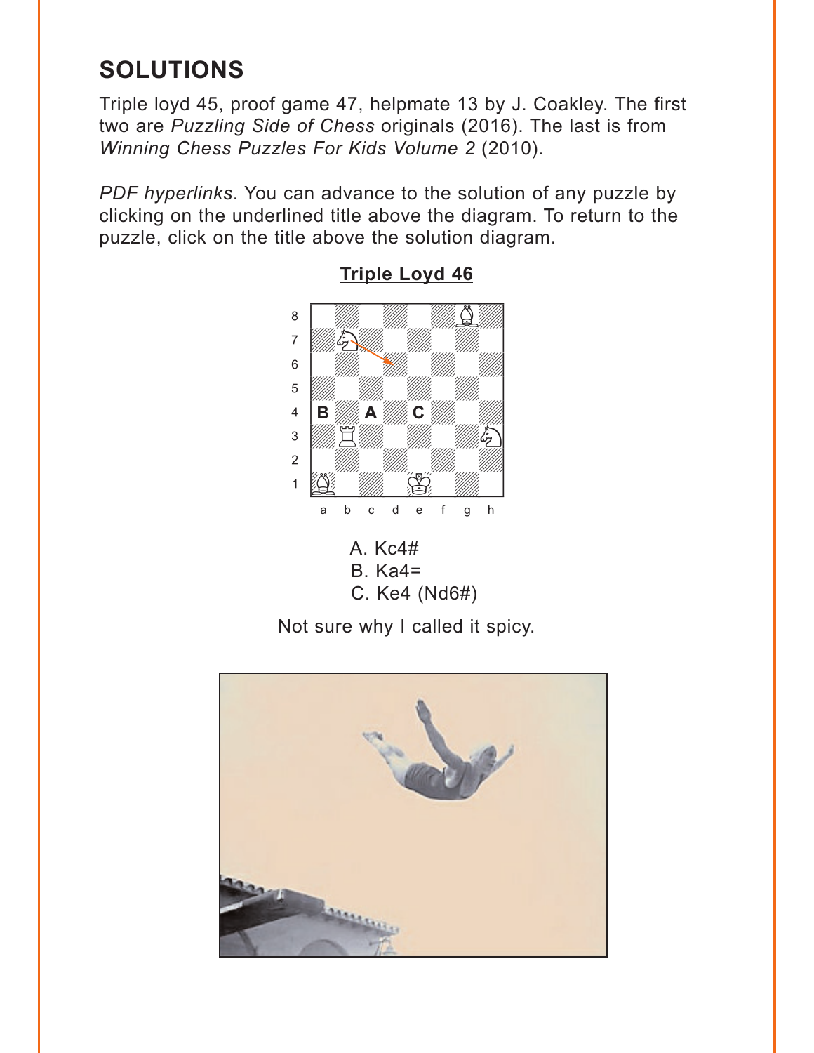## SOLUTIONS

Triple loyd 45, proof game 47, helpmate 13 by J. Coakley. The first two are *Puzzling Side of Chess* originals (2016). The last is from *Winning Chess Puzzles For Kids Volume 2* (2010).

*PDF hyperlinks*. You can advance to the solution of any puzzle by clicking on the underlined title above the diagram. To return to the puzzle, click on the title above the solution diagram.

### Triple Loyd 46

A. Kc4#
B. Ka4=
C. Ke4 (Nd6#)

Not sure why I called it spicy.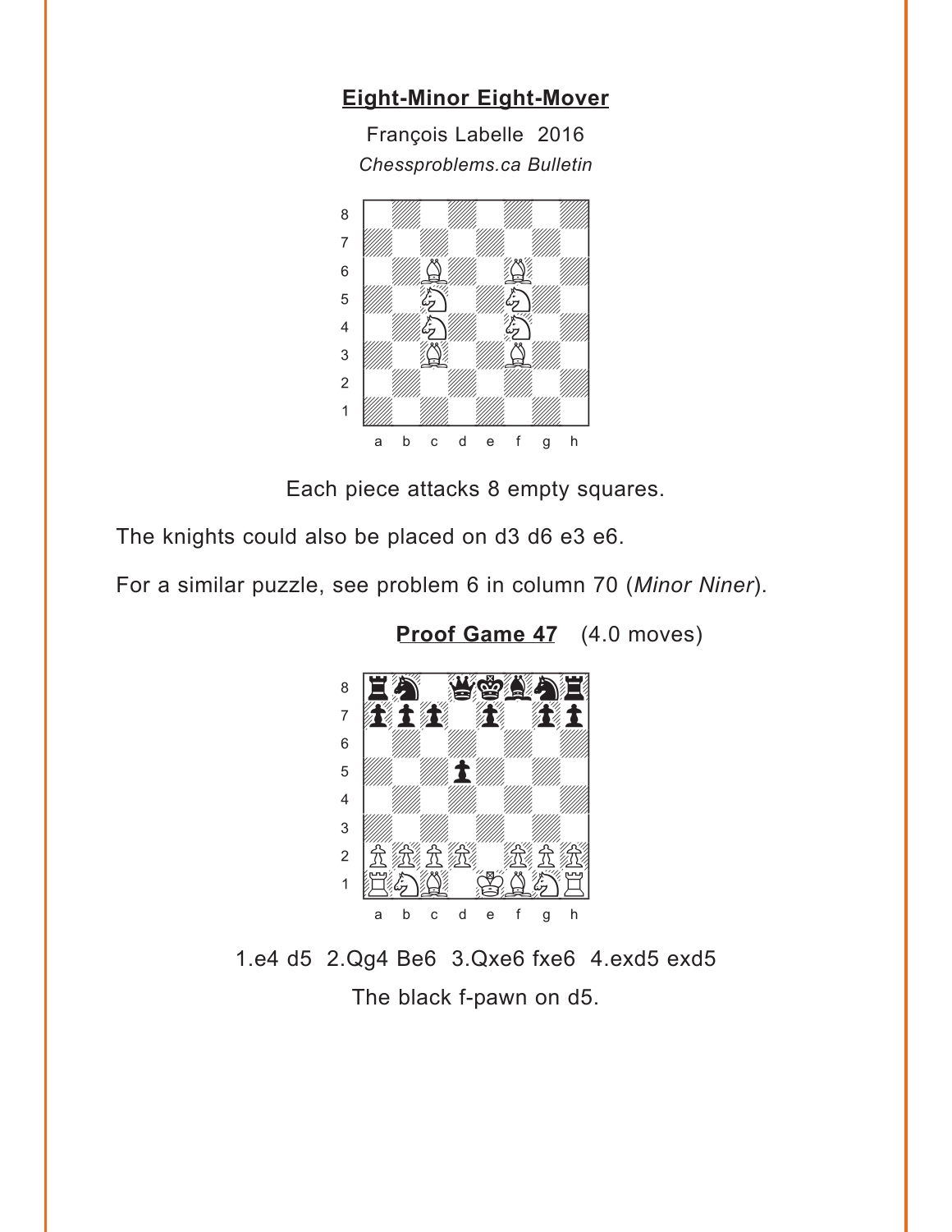**Eight-Minor Eight-Mover**

François Labelle 2016

*Chessproblems.ca Bulletin*

Each piece attacks 8 empty squares.

The knights could also be placed on d3 d6 e3 e6.

For a similar puzzle, see problem 6 in column 70 (*Minor Niner*).

**Proof Game 47** (4.0 moves)

1.e4 d5 2.Qg4 Be6 3.Qxe6 fxe6 4.exd5 exd5

The black f-pawn on d5.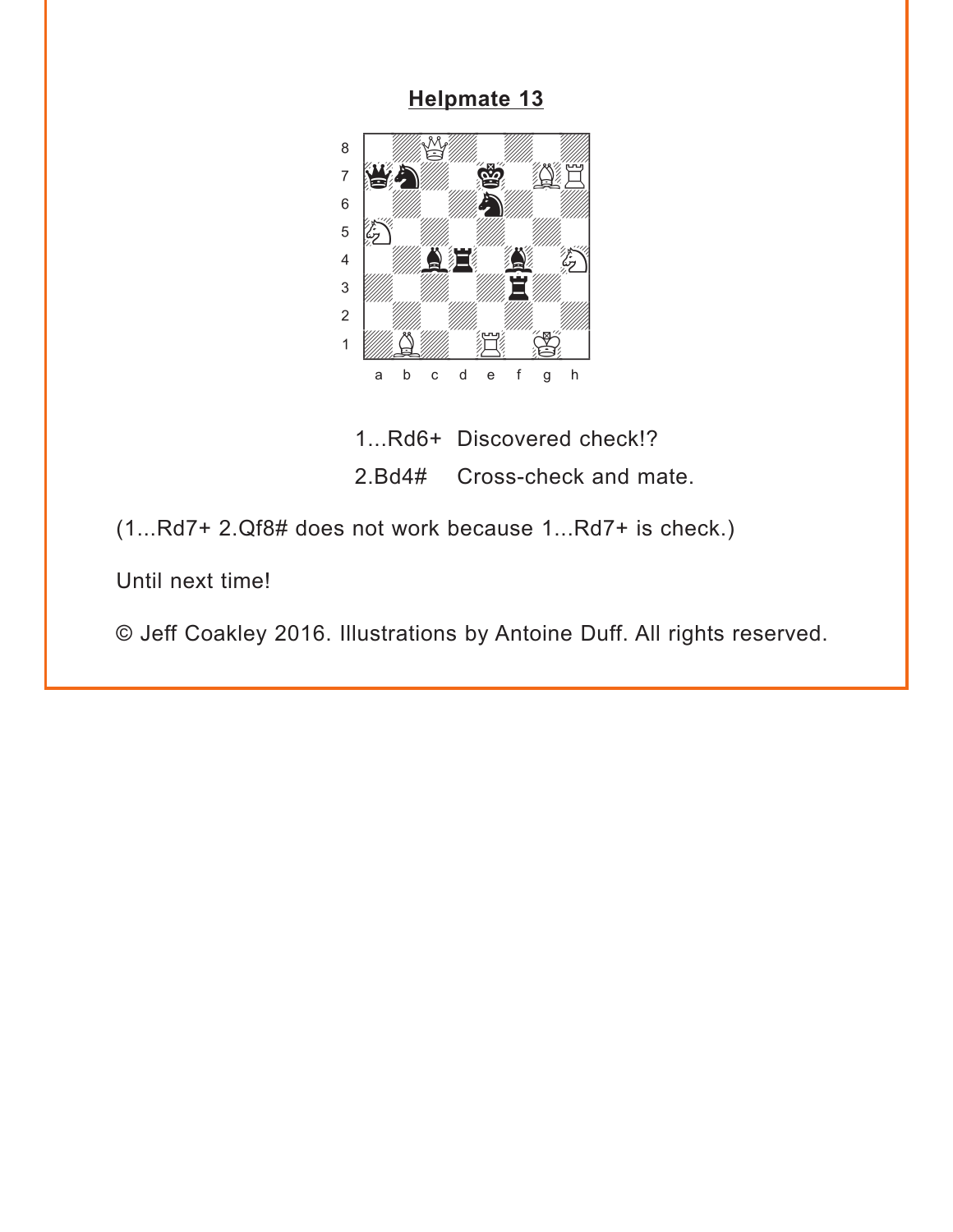**Helpmate 13**

8
7
6
5
4
3
2
1

a b c d e f g h

| | |
|---|---|
| 1...Rd6+ | Discovered check!? |
| 2.Bd4# | Cross-check and mate. |

(1...Rd7+ 2.Qf8# does not work because 1...Rd7+ is check.)

Until next time!

© Jeff Coakley 2016. Illustrations by Antoine Duff. All rights reserved.